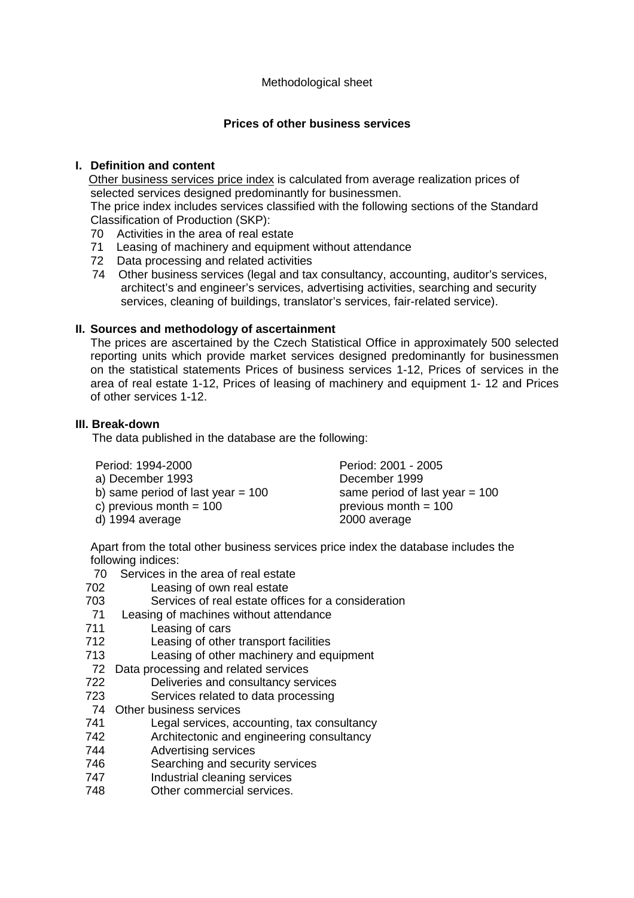Methodological sheet

## Prices of other business services

### I. Definition and content

Other business services price index is calculated from average realization prices of selected services designed predominantly for businessmen.

The price index includes services classified with the following sections of the Standard Classification of Production (SKP):

- 70 Activities in the area of real estate
- 71 Leasing of machinery and equipment without attendance
- 72 Data processing and related activities
- 74 Other business services (legal and tax consultancy, accounting, auditor's services, architect's and engineer's services, advertising activities, searching and security services, cleaning of buildings, translator's services, fair-related service).

### II. Sources and methodology of ascertainment

The prices are ascertained by the Czech Statistical Office in approximately 500 selected reporting units which provide market services designed predominantly for businessmen on the statistical statements Prices of business services 1-12, Prices of services in the area of real estate 1-12, Prices of leasing of machinery and equipment 1- 12 and Prices of other services 1-12.

### III. Break-down

The data published in the database are the following:

| Period: 1994-2000 | Period: 2001 - 2005 |
|---|---|
| a) December 1993 | December 1999 |
| b) same period of last year = 100 | same period of last year = 100 |
| c) previous month = 100 | previous month = 100 |
| d) 1994 average | 2000 average |

Apart from the total other business services price index the database includes the following indices:

- 70 Services in the area of real estate
  - 702 Leasing of own real estate
  - 703 Services of real estate offices for a consideration
- 71 Leasing of machines without attendance
  - 711 Leasing of cars
  - 712 Leasing of other transport facilities
  - 713 Leasing of other machinery and equipment
- 72 Data processing and related services
  - 722 Deliveries and consultancy services
  - 723 Services related to data processing
- 74 Other business services
  - 741 Legal services, accounting, tax consultancy
  - 742 Architectonic and engineering consultancy
  - 744 Advertising services
  - 746 Searching and security services
  - 747 Industrial cleaning services
  - 748 Other commercial services.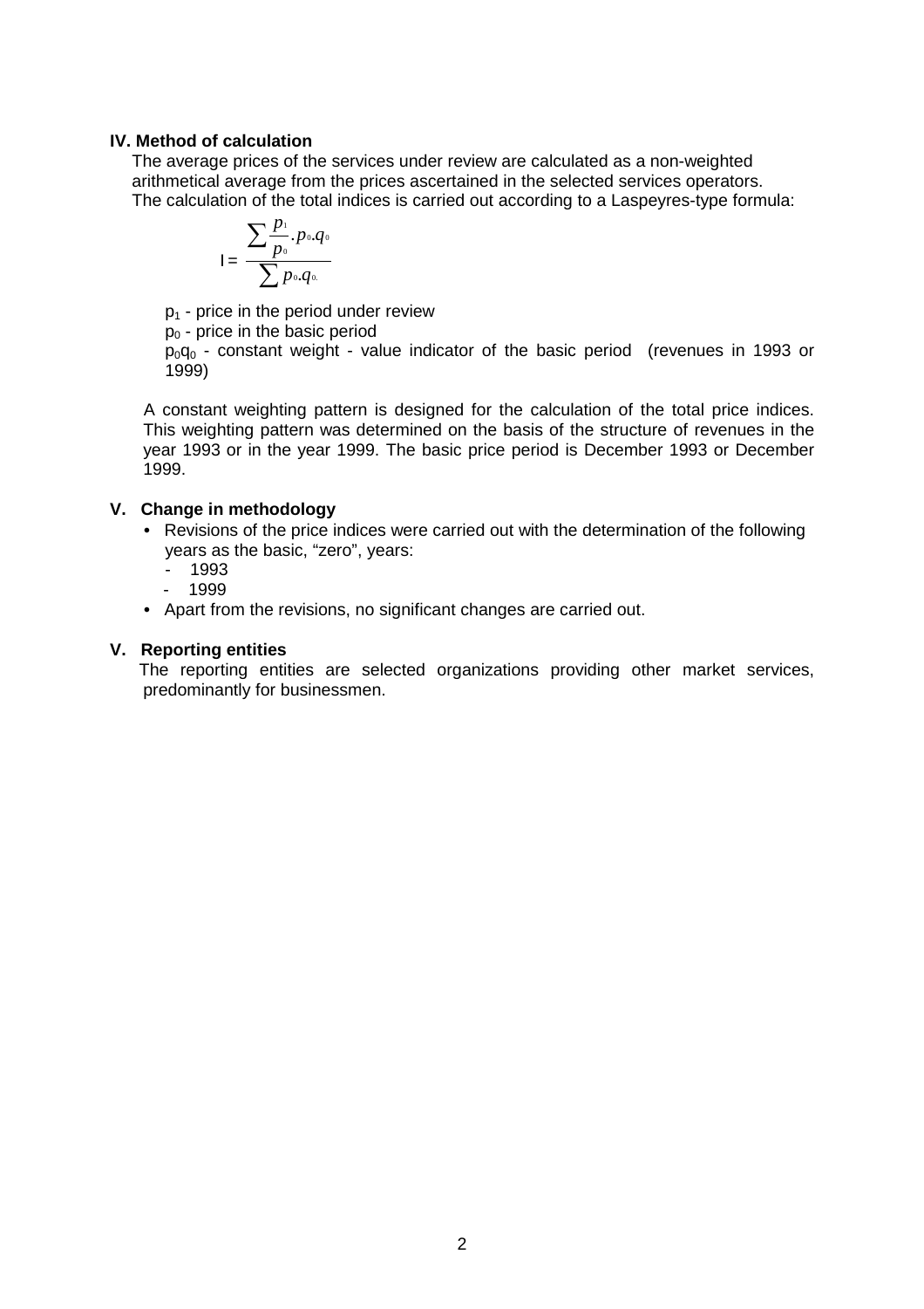## IV. Method of calculation

The average prices of the services under review are calculated as a non-weighted arithmetical average from the prices ascertained in the selected services operators. The calculation of the total indices is carried out according to a Laspeyres-type formula:

$$I = \frac{\sum \frac{p_1}{p_0} . p_0 . q_0}{\sum p_0 . q_0}$$

$p_1$ - price in the period under review

$p_0$ - price in the basic period

$p_0 q_0$ - constant weight - value indicator of the basic period (revenues in 1993 or 1999)

A constant weighting pattern is designed for the calculation of the total price indices. This weighting pattern was determined on the basis of the structure of revenues in the year 1993 or in the year 1999. The basic price period is December 1993 or December 1999.

## V. Change in methodology

- Revisions of the price indices were carried out with the determination of the following years as the basic, "zero", years:
  - 1993
  - 1999
- Apart from the revisions, no significant changes are carried out.

## V. Reporting entities

The reporting entities are selected organizations providing other market services, predominantly for businessmen.